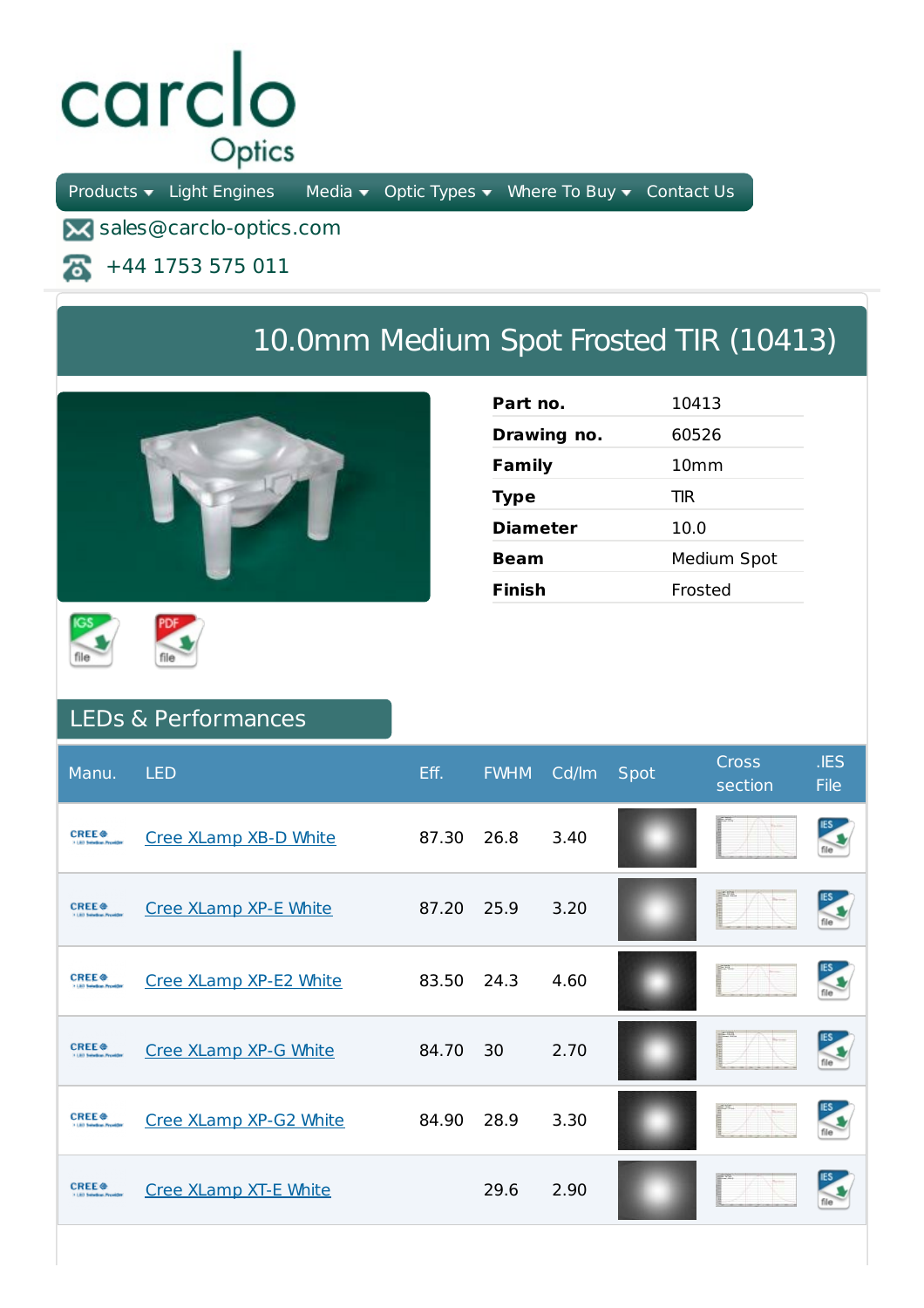carclo Optics

Products ▾ Light Engines Media ▾ Optic Types ▾ Where To Buy ▾ Contact Us

sales@carclo-optics.com

+44 1753 575 011

# 10.0mm Medium Spot Frosted TIR (10413)

| | |
|---|---|
| **Part no.** | 10413 |
| **Drawing no.** | 60526 |
| **Family** | 10mm |
| **Type** | TIR |
| **Diameter** | 10.0 |
| **Beam** | Medium Spot |
| **Finish** | Frosted |

IGS file PDF file

## LEDs & Performances

| Manu. | LED | Eff. | FWHM | Cd/lm | Spot | Cross section | .IES File |
|---|---|---|---|---|---|---|---|
| CREE | Cree XLamp XB-D White | 87.30 | 26.8 | 3.40 | | | |
| CREE | Cree XLamp XP-E White | 87.20 | 25.9 | 3.20 | | | |
| CREE | Cree XLamp XP-E2 White | 83.50 | 24.3 | 4.60 | | | |
| CREE | Cree XLamp XP-G White | 84.70 | 30 | 2.70 | | | |
| CREE | Cree XLamp XP-G2 White | 84.90 | 28.9 | 3.30 | | | |
| CREE | Cree XLamp XT-E White | | 29.6 | 2.90 | | | |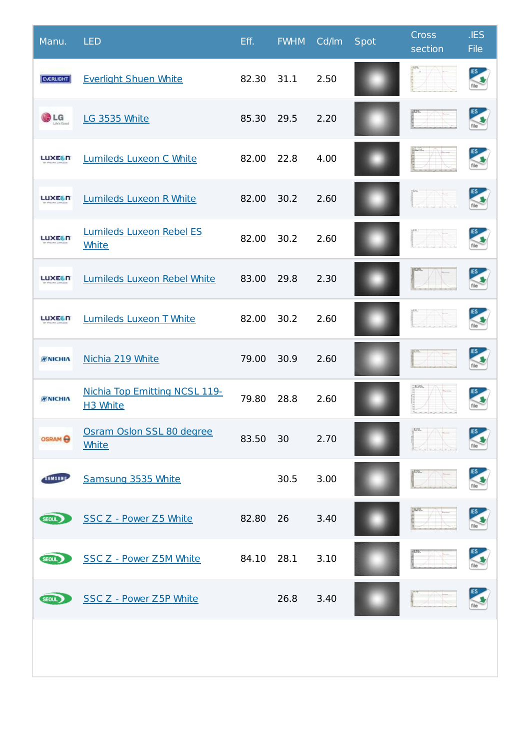| Manu. | LED | Eff. | FWHM | Cd/lm | Spot | Cross section | .IES File |
|---|---|---|---|---|---|---|---|
| | Everlight Shuen White | 82.30 | 31.1 | 2.50 | | | |
| | LG 3535 White | 85.30 | 29.5 | 2.20 | | | |
| | Lumileds Luxeon C White | 82.00 | 22.8 | 4.00 | | | |
| | Lumileds Luxeon R White | 82.00 | 30.2 | 2.60 | | | |
| | Lumileds Luxeon Rebel ES White | 82.00 | 30.2 | 2.60 | | | |
| | Lumileds Luxeon Rebel White | 83.00 | 29.8 | 2.30 | | | |
| | Lumileds Luxeon T White | 82.00 | 30.2 | 2.60 | | | |
| | Nichia 219 White | 79.00 | 30.9 | 2.60 | | | |
| | Nichia Top Emitting NCSL 119-H3 White | 79.80 | 28.8 | 2.60 | | | |
| | Osram Oslon SSL 80 degree White | 83.50 | 30 | 2.70 | | | |
| | Samsung 3535 White | | 30.5 | 3.00 | | | |
| | SSC Z - Power Z5 White | 82.80 | 26 | 3.40 | | | |
| | SSC Z - Power Z5M White | 84.10 | 28.1 | 3.10 | | | |
| | SSC Z - Power Z5P White | | 26.8 | 3.40 | | | |